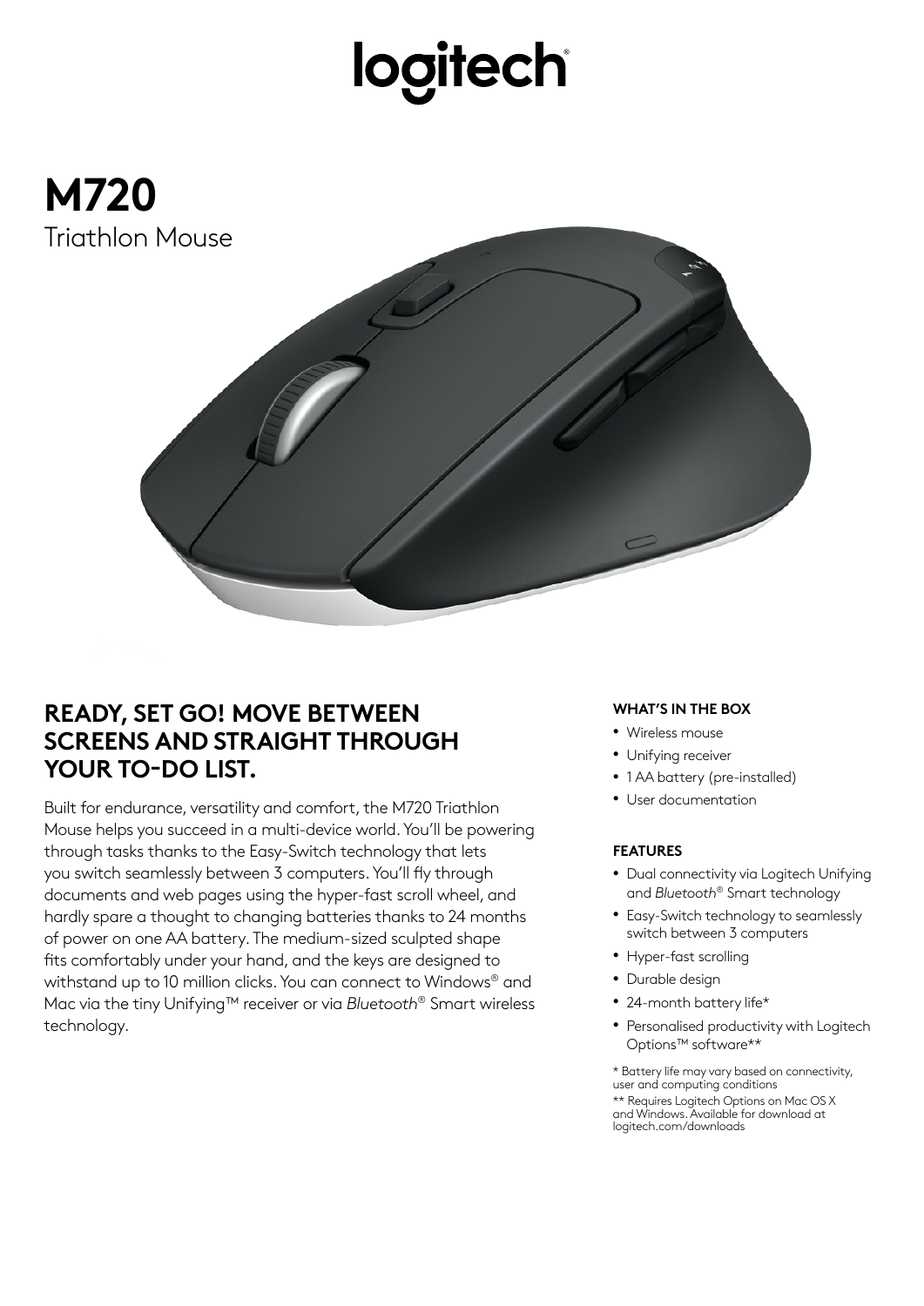# logitech

# M720

Triathlon Mouse

## READY, SET GO! MOVE BETWEEN SCREENS AND STRAIGHT THROUGH YOUR TO-DO LIST.

Built for endurance, versatility and comfort, the M720 Triathlon Mouse helps you succeed in a multi-device world. You'll be powering through tasks thanks to the Easy-Switch technology that lets you switch seamlessly between 3 computers. You'll fly through documents and web pages using the hyper-fast scroll wheel, and hardly spare a thought to changing batteries thanks to 24 months of power on one AA battery. The medium-sized sculpted shape fits comfortably under your hand, and the keys are designed to withstand up to 10 million clicks. You can connect to Windows® and Mac via the tiny Unifying™ receiver or via *Bluetooth*® Smart wireless technology.

### WHAT'S IN THE BOX

- Wireless mouse
- Unifying receiver
- 1 AA battery (pre-installed)
- User documentation

### FEATURES

- Dual connectivity via Logitech Unifying and *Bluetooth*® Smart technology
- Easy-Switch technology to seamlessly switch between 3 computers
- Hyper-fast scrolling
- Durable design
- 24-month battery life*
- Personalised productivity with Logitech Options™ software**

\* Battery life may vary based on connectivity, user and computing conditions

** Requires Logitech Options on Mac OS X and Windows. Available for download at logitech.com/downloads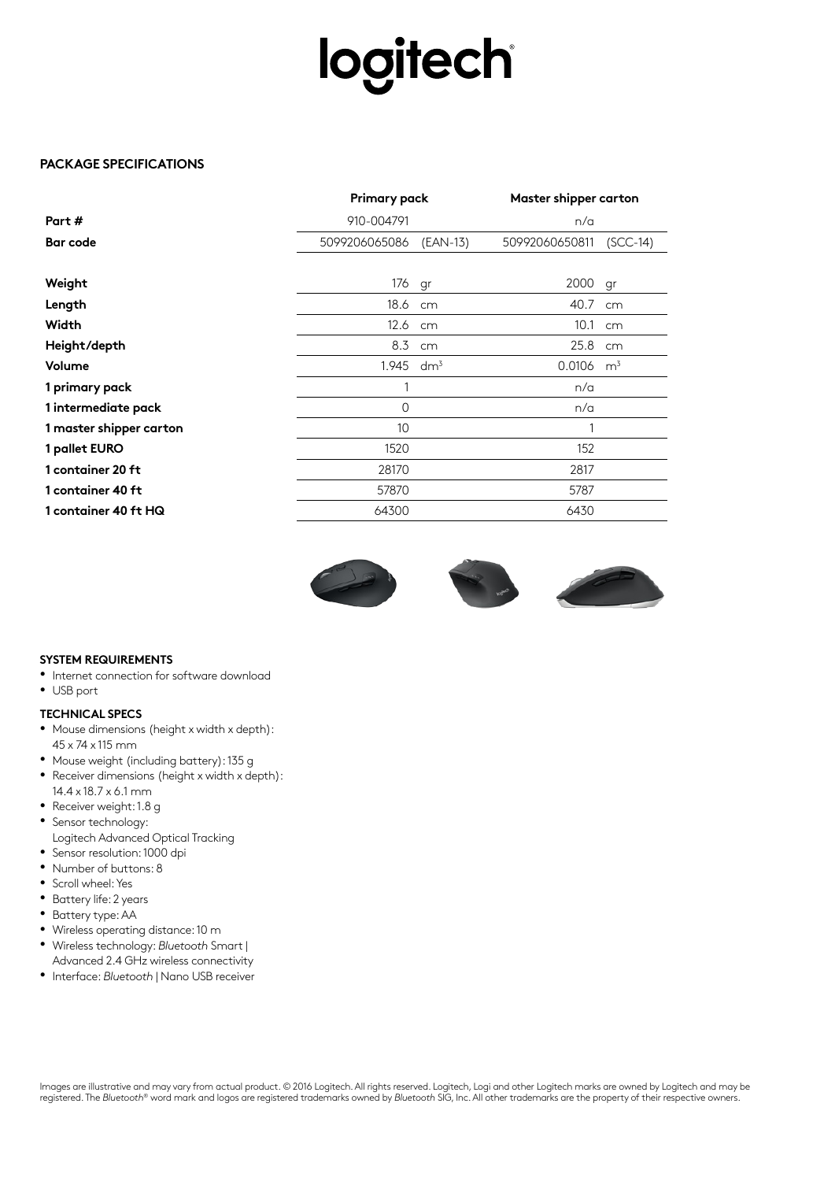## PACKAGE SPECIFICATIONS

| | Primary pack | Master shipper carton |
|---|---|---|
| **Part #** | 910-004791 | n/a |
| **Bar code** | 5099206065086 (EAN-13) | 50992060650811 (SCC-14) |
| **Weight** | 176 gr | 2000 gr |
| **Length** | 18.6 cm | 40.7 cm |
| **Width** | 12.6 cm | 10.1 cm |
| **Height/depth** | 8.3 cm | 25.8 cm |
| **Volume** | 1.945 $dm^3$ | 0.0106 $m^3$ |
| **1 primary pack** | 1 | n/a |
| **1 intermediate pack** | 0 | n/a |
| **1 master shipper carton** | 10 | 1 |
| **1 pallet EURO** | 1520 | 152 |
| **1 container 20 ft** | 28170 | 2817 |
| **1 container 40 ft** | 57870 | 5787 |
| **1 container 40 ft HQ** | 64300 | 6430 |

### SYSTEM REQUIREMENTS

- Internet connection for software download
- USB port

### TECHNICAL SPECS

- Mouse dimensions (height x width x depth): 45 x 74 x 115 mm
- Mouse weight (including battery): 135 g
- Receiver dimensions (height x width x depth): 14.4 x 18.7 x 6.1 mm
- Receiver weight: 1.8 g
- Sensor technology: Logitech Advanced Optical Tracking
- Sensor resolution: 1000 dpi
- Number of buttons: 8
- Scroll wheel: Yes
- Battery life: 2 years
- Battery type: AA
- Wireless operating distance: 10 m
- Wireless technology: *Bluetooth* Smart | Advanced 2.4 GHz wireless connectivity
- Interface: *Bluetooth* | Nano USB receiver

Images are illustrative and may vary from actual product. © 2016 Logitech. All rights reserved. Logitech, Logi and other Logitech marks are owned by Logitech and may be registered. The *Bluetooth*® word mark and logos are registered trademarks owned by *Bluetooth* SIG, Inc. All other trademarks are the property of their respective owners.